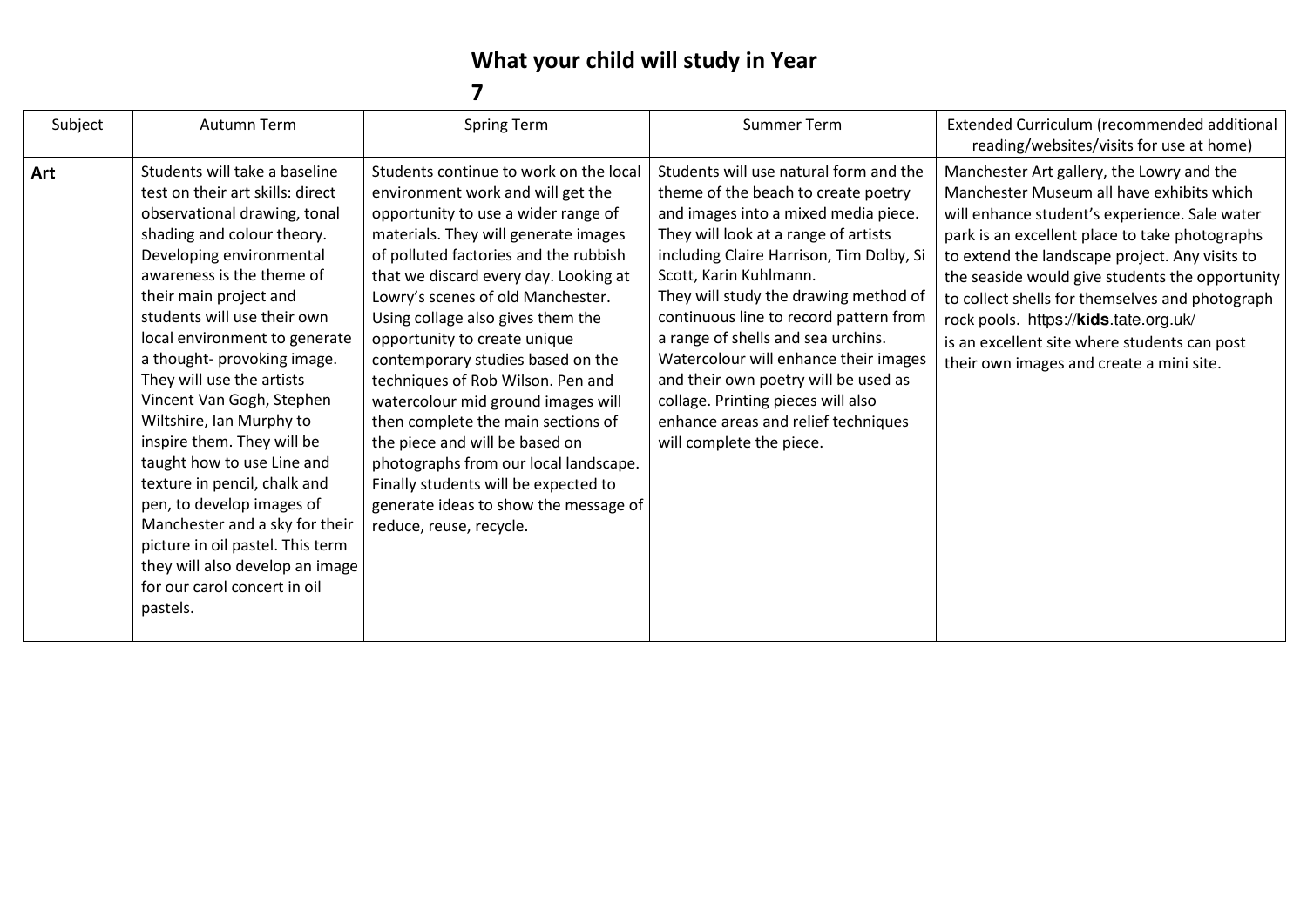# What your child will study in Year 7

| Subject | Autumn Term | Spring Term | Summer Term | Extended Curriculum (recommended additional reading/websites/visits for use at home) |
|---|---|---|---|---|
| **Art** | Students will take a baseline test on their art skills: direct observational drawing, tonal shading and colour theory. Developing environmental awareness is the theme of their main project and students will use their own local environment to generate a thought- provoking image. They will use the artists Vincent Van Gogh, Stephen Wiltshire, Ian Murphy to inspire them. They will be taught how to use Line and texture in pencil, chalk and pen, to develop images of Manchester and a sky for their picture in oil pastel. This term they will also develop an image for our carol concert in oil pastels. | Students continue to work on the local environment work and will get the opportunity to use a wider range of materials. They will generate images of polluted factories and the rubbish that we discard every day. Looking at Lowry's scenes of old Manchester. Using collage also gives them the opportunity to create unique contemporary studies based on the techniques of Rob Wilson. Pen and watercolour mid ground images will then complete the main sections of the piece and will be based on photographs from our local landscape. Finally students will be expected to generate ideas to show the message of reduce, reuse, recycle. | Students will use natural form and the theme of the beach to create poetry and images into a mixed media piece. They will look at a range of artists including Claire Harrison, Tim Dolby, Si Scott, Karin Kuhlmann. They will study the drawing method of continuous line to record pattern from a range of shells and sea urchins. Watercolour will enhance their images and their own poetry will be used as collage. Printing pieces will also enhance areas and relief techniques will complete the piece. | Manchester Art gallery, the Lowry and the Manchester Museum all have exhibits which will enhance student's experience. Sale water park is an excellent place to take photographs to extend the landscape project. Any visits to the seaside would give students the opportunity to collect shells for themselves and photograph rock pools. https://**kids**.tate.org.uk/ is an excellent site where students can post their own images and create a mini site. |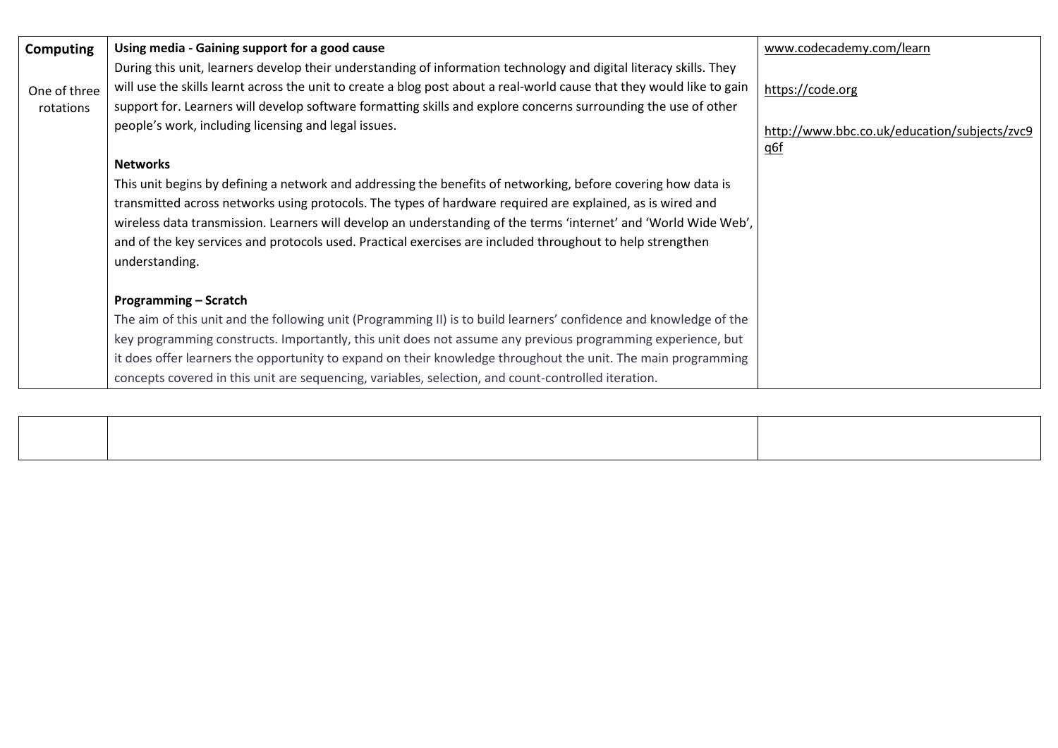| | | |
|---|---|---|
| **Computing**<br><br>One of three rotations | **Using media - Gaining support for a good cause**<br>During this unit, learners develop their understanding of information technology and digital literacy skills. They will use the skills learnt across the unit to create a blog post about a real-world cause that they would like to gain support for. Learners will develop software formatting skills and explore concerns surrounding the use of other people's work, including licensing and legal issues.<br><br>**Networks**<br>This unit begins by defining a network and addressing the benefits of networking, before covering how data is transmitted across networks using protocols. The types of hardware required are explained, as is wired and wireless data transmission. Learners will develop an understanding of the terms 'internet' and 'World Wide Web', and of the key services and protocols used. Practical exercises are included throughout to help strengthen understanding.<br><br>**Programming – Scratch**<br>The aim of this unit and the following unit (Programming II) is to build learners' confidence and knowledge of the key programming constructs. Importantly, this unit does not assume any previous programming experience, but it does offer learners the opportunity to expand on their knowledge throughout the unit. The main programming concepts covered in this unit are sequencing, variables, selection, and count-controlled iteration. | www.codecademy.com/learn<br><br>https://code.org<br><br>http://www.bbc.co.uk/education/subjects/zvc9q6f |

| | | |
|---|---|---|
| | | |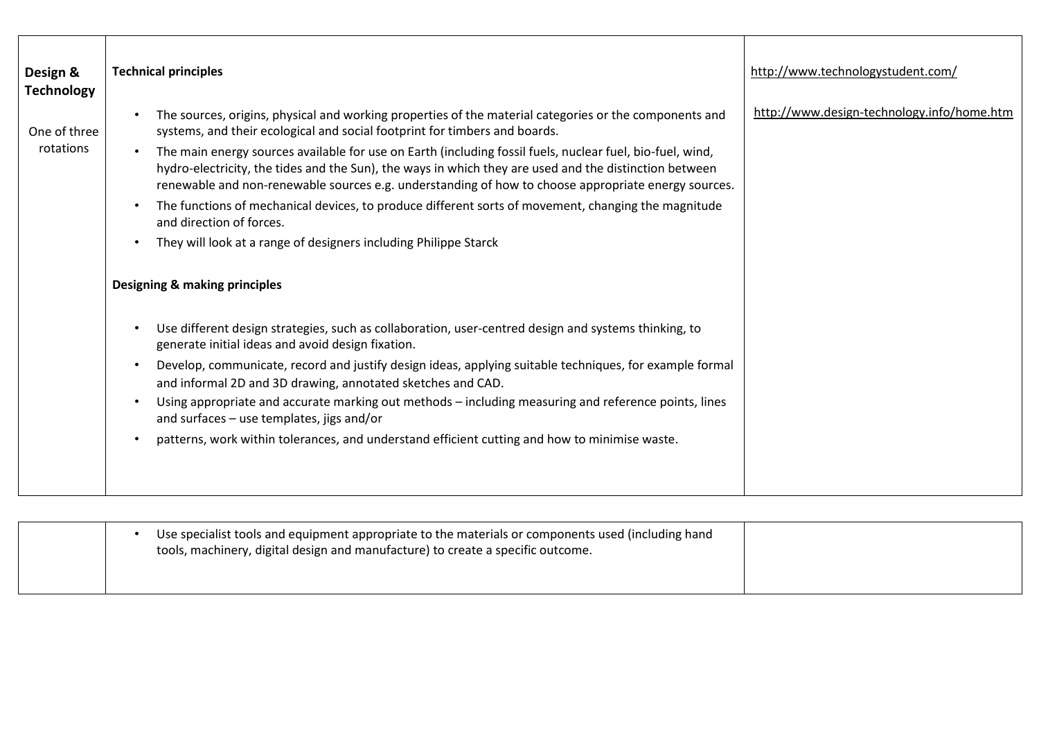| | | |
|---|---|---|
| **Design & Technology**<br><br>One of three rotations | **Technical principles**<br><br>• The sources, origins, physical and working properties of the material categories or the components and systems, and their ecological and social footprint for timbers and boards.<br>• The main energy sources available for use on Earth (including fossil fuels, nuclear fuel, bio-fuel, wind, hydro-electricity, the tides and the Sun), the ways in which they are used and the distinction between renewable and non-renewable sources e.g. understanding of how to choose appropriate energy sources.<br>• The functions of mechanical devices, to produce different sorts of movement, changing the magnitude and direction of forces.<br>• They will look at a range of designers including Philippe Starck<br><br>**Designing & making principles**<br><br>• Use different design strategies, such as collaboration, user-centred design and systems thinking, to generate initial ideas and avoid design fixation.<br>• Develop, communicate, record and justify design ideas, applying suitable techniques, for example formal and informal 2D and 3D drawing, annotated sketches and CAD.<br>• Using appropriate and accurate marking out methods – including measuring and reference points, lines and surfaces – use templates, jigs and/or<br>• patterns, work within tolerances, and understand efficient cutting and how to minimise waste.<br>• Use specialist tools and equipment appropriate to the materials or components used (including hand tools, machinery, digital design and manufacture) to create a specific outcome. | http://www.technologystudent.com/<br><br>http://www.design-technology.info/home.htm |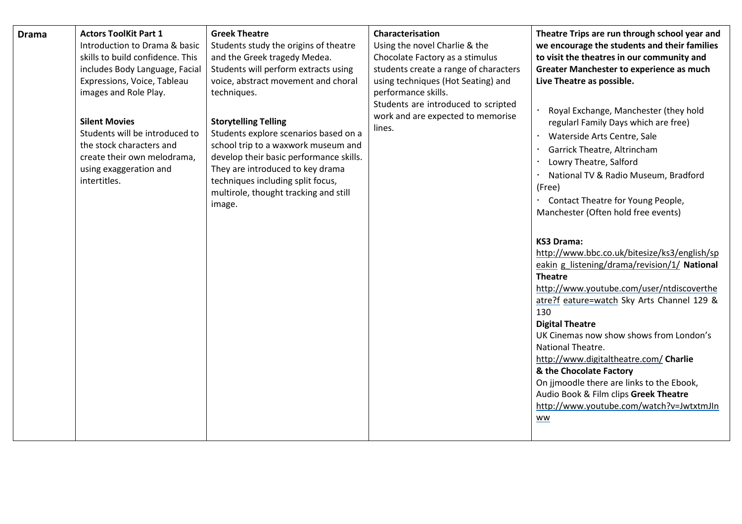| Drama | Actors ToolKit Part 1 | Greek Theatre | Characterisation | Theatre Trips are run through school year and we encourage the students and their families to visit the theatres in our community and Greater Manchester to experience as much Live Theatre as possible. |
|---|---|---|---|---|
| | **Actors ToolKit Part 1**<br>Introduction to Drama & basic skills to build confidence. This includes Body Language, Facial Expressions, Voice, Tableau images and Role Play.<br><br>**Silent Movies**<br>Students will be introduced to the stock characters and create their own melodrama, using exaggeration and intertitles. | **Greek Theatre**<br>Students study the origins of theatre and the Greek tragedy Medea. Students will perform extracts using voice, abstract movement and choral techniques.<br><br>**Storytelling Telling**<br>Students explore scenarios based on a school trip to a waxwork museum and develop their basic performance skills. They are introduced to key drama techniques including split focus, multirole, thought tracking and still image. | **Characterisation**<br>Using the novel Charlie & the Chocolate Factory as a stimulus students create a range of characters using techniques (Hot Seating) and performance skills.<br>Students are introduced to scripted work and are expected to memorise lines. | **Theatre Trips are run through school year and we encourage the students and their families to visit the theatres in our community and Greater Manchester to experience as much Live Theatre as possible.**<br><br>· Royal Exchange, Manchester (they hold regularl Family Days which are free)<br>· Waterside Arts Centre, Sale<br>· Garrick Theatre, Altrincham<br>· Lowry Theatre, Salford<br>· National TV & Radio Museum, Bradford (Free)<br>· Contact Theatre for Young People, Manchester (Often hold free events)<br><br>**KS3 Drama:**<br>http://www.bbc.co.uk/bitesize/ks3/english/speakin g_listening/drama/revision/1/ **National Theatre**<br>http://www.youtube.com/user/ntdiscovertheatre?f eature=watch Sky Arts Channel 129 & 130<br>**Digital Theatre**<br>UK Cinemas now show shows from London's National Theatre.<br>http://www.digitaltheatre.com/ **Charlie & the Chocolate Factory**<br>On jjmoodle there are links to the Ebook, Audio Book & Film clips **Greek Theatre**<br>http://www.youtube.com/watch?v=JwtxtmJInww |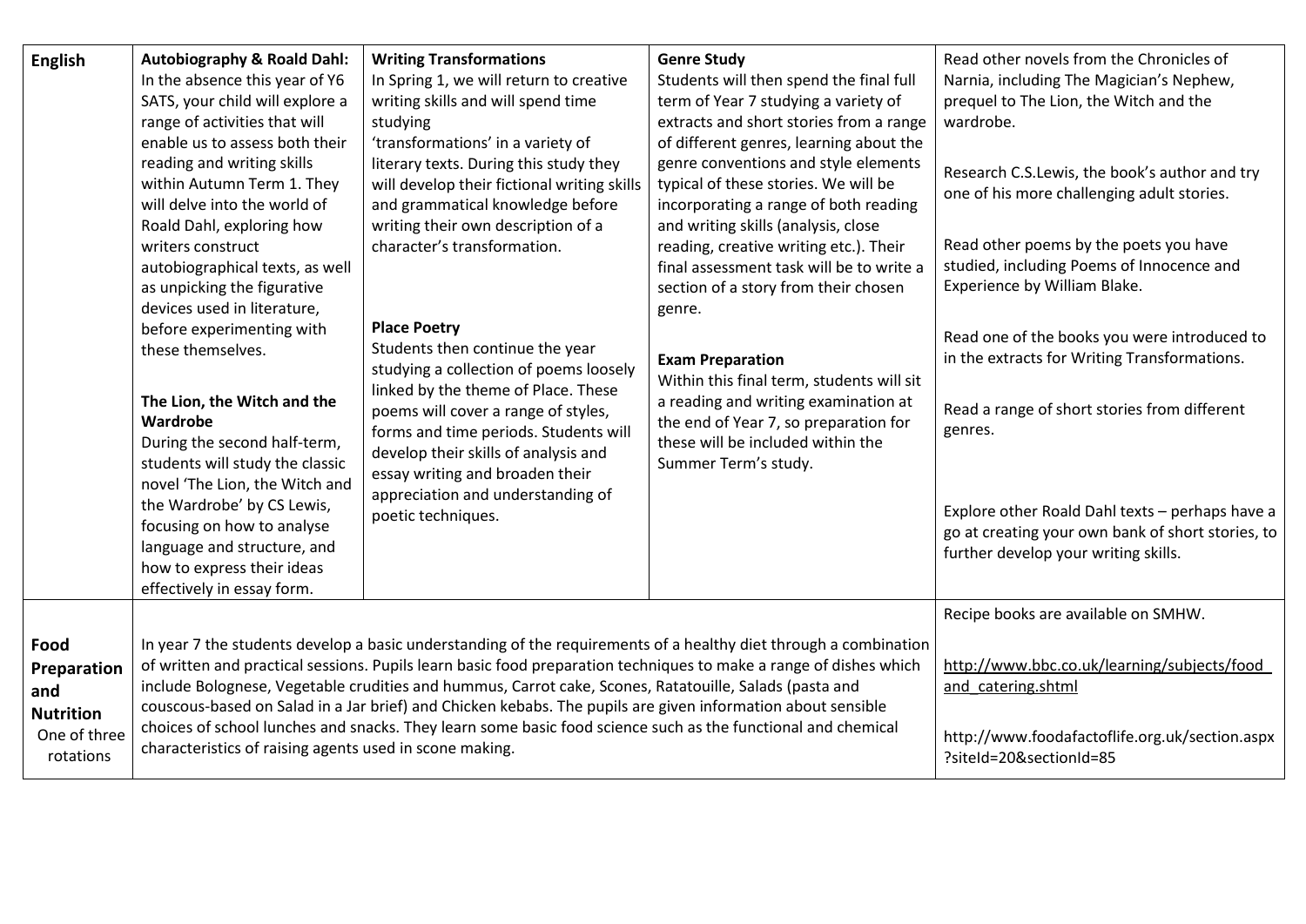| | | | | |
|---|---|---|---|---|
| **English** | **Autobiography & Roald Dahl:** In the absence this year of Y6 SATS, your child will explore a range of activities that will enable us to assess both their reading and writing skills within Autumn Term 1. They will delve into the world of Roald Dahl, exploring how writers construct autobiographical texts, as well as unpicking the figurative devices used in literature, before experimenting with these themselves.<br><br>**The Lion, the Witch and the Wardrobe**<br>During the second half-term, students will study the classic novel 'The Lion, the Witch and the Wardrobe' by CS Lewis, focusing on how to analyse language and structure, and how to express their ideas effectively in essay form. | **Writing Transformations**<br>In Spring 1, we will return to creative writing skills and will spend time studying 'transformations' in a variety of literary texts. During this study they will develop their fictional writing skills and grammatical knowledge before writing their own description of a character's transformation.<br><br>**Place Poetry**<br>Students then continue the year studying a collection of poems loosely linked by the theme of Place. These poems will cover a range of styles, forms and time periods. Students will develop their skills of analysis and essay writing and broaden their appreciation and understanding of poetic techniques. | **Genre Study**<br>Students will then spend the final full term of Year 7 studying a variety of extracts and short stories from a range of different genres, learning about the genre conventions and style elements typical of these stories. We will be incorporating a range of both reading and writing skills (analysis, close reading, creative writing etc.). Their final assessment task will be to write a section of a story from their chosen genre.<br><br>**Exam Preparation**<br>Within this final term, students will sit a reading and writing examination at the end of Year 7, so preparation for these will be included within the Summer Term's study. | Read other novels from the Chronicles of Narnia, including The Magician's Nephew, prequel to The Lion, the Witch and the wardrobe.<br><br>Research C.S.Lewis, the book's author and try one of his more challenging adult stories.<br><br>Read other poems by the poets you have studied, including Poems of Innocence and Experience by William Blake.<br><br>Read one of the books you were introduced to in the extracts for Writing Transformations.<br><br>Read a range of short stories from different genres.<br><br>Explore other Roald Dahl texts – perhaps have a go at creating your own bank of short stories, to further develop your writing skills. |
| **Food Preparation and Nutrition**<br>One of three rotations | In year 7 the students develop a basic understanding of the requirements of a healthy diet through a combination of written and practical sessions. Pupils learn basic food preparation techniques to make a range of dishes which include Bolognese, Vegetable crudities and hummus, Carrot cake, Scones, Ratatouille, Salads (pasta and couscous-based on Salad in a Jar brief) and Chicken kebabs. The pupils are given information about sensible choices of school lunches and snacks. They learn some basic food science such as the functional and chemical characteristics of raising agents used in scone making. | | | Recipe books are available on SMHW.<br><br>http://www.bbc.co.uk/learning/subjects/food_and_catering.shtml<br><br>http://www.foodafactoflife.org.uk/section.aspx?siteId=20&sectionId=85 |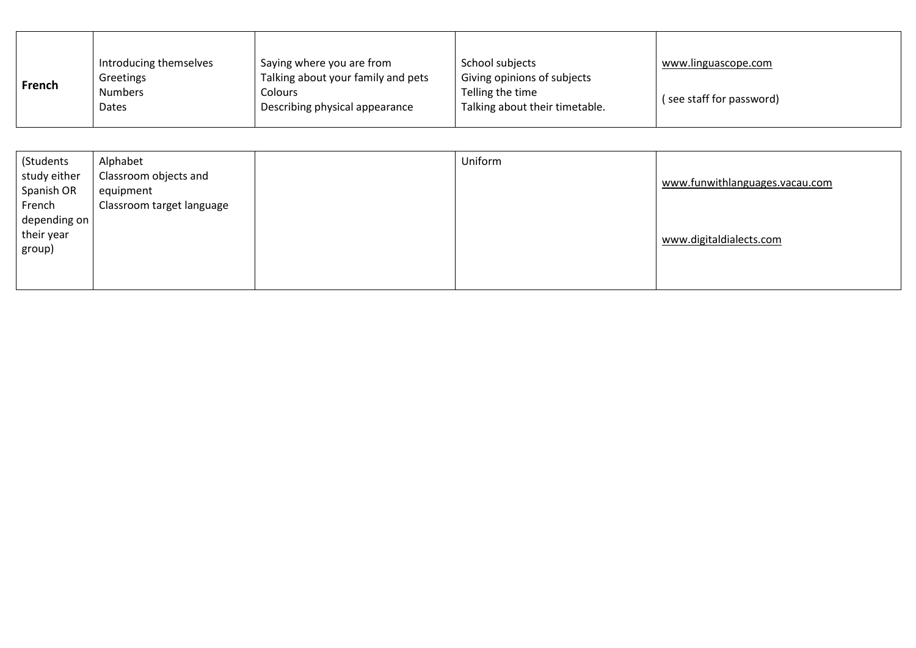| | | | | |
|---|---|---|---|---|
| **French** | Introducing themselves<br>Greetings<br>Numbers<br>Dates | Saying where you are from<br>Talking about your family and pets<br>Colours<br>Describing physical appearance | School subjects<br>Giving opinions of subjects<br>Telling the time<br>Talking about their timetable. | www.linguascope.com<br><br>( see staff for password) |
| (Students study either Spanish OR French depending on their year group) | Alphabet<br>Classroom objects and equipment<br>Classroom target language | | Uniform | www.funwithlanguages.vacau.com<br><br>www.digitaldialects.com |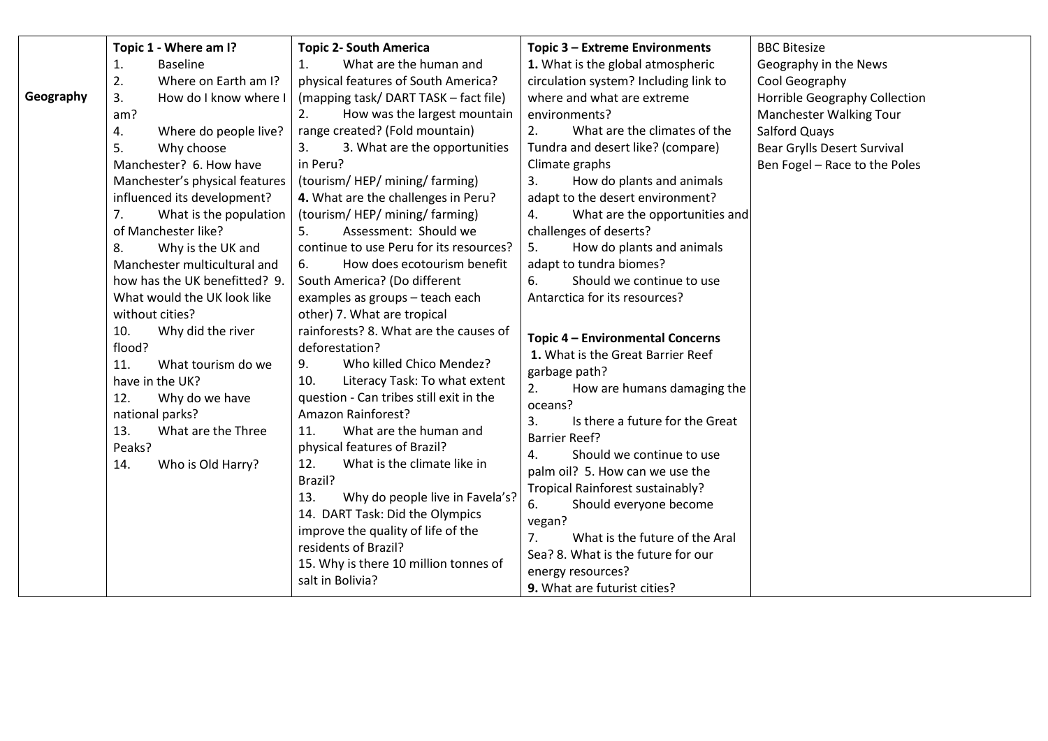| Geography | Topic 1 - Where am I? | Topic 2- South America | Topic 3 – Extreme Environments | BBC Bitesize |
|---|---|---|---|---|
| | 1. Baseline<br>2. Where on Earth am I?<br>3. How do I know where I am?<br>4. Where do people live?<br>5. Why choose Manchester? 6. How have Manchester's physical features influenced its development?<br>7. What is the population of Manchester like?<br>8. Why is the UK and Manchester multicultural and how has the UK benefitted? 9. What would the UK look like without cities?<br>10. Why did the river flood?<br>11. What tourism do we have in the UK?<br>12. Why do we have national parks?<br>13. What are the Three Peaks?<br>14. Who is Old Harry? | 1. What are the human and physical features of South America? (mapping task/ DART TASK – fact file)<br>2. How was the largest mountain range created? (Fold mountain)<br>3. 3. What are the opportunities in Peru? (tourism/ HEP/ mining/ farming)<br>**4.** What are the challenges in Peru? (tourism/ HEP/ mining/ farming)<br>5. Assessment: Should we continue to use Peru for its resources?<br>6. How does ecotourism benefit South America? (Do different examples as groups – teach each other) 7. What are tropical rainforests? 8. What are the causes of deforestation?<br>9. Who killed Chico Mendez?<br>10. Literacy Task: To what extent question - Can tribes still exit in the Amazon Rainforest?<br>11. What are the human and physical features of Brazil?<br>12. What is the climate like in Brazil?<br>13. Why do people live in Favela's?<br>14. DART Task: Did the Olympics improve the quality of life of the residents of Brazil?<br>15. Why is there 10 million tonnes of salt in Bolivia? | **1.** What is the global atmospheric circulation system? Including link to where and what are extreme environments?<br>2. What are the climates of the Tundra and desert like? (compare) Climate graphs<br>3. How do plants and animals adapt to the desert environment?<br>4. What are the opportunities and challenges of deserts?<br>5. How do plants and animals adapt to tundra biomes?<br>6. Should we continue to use Antarctica for its resources?<br><br>**Topic 4 – Environmental Concerns**<br>**1.** What is the Great Barrier Reef garbage path?<br>2. How are humans damaging the oceans?<br>3. Is there a future for the Great Barrier Reef?<br>4. Should we continue to use palm oil? 5. How can we use the Tropical Rainforest sustainably?<br>6. Should everyone become vegan?<br>7. What is the future of the Aral Sea? 8. What is the future for our energy resources?<br>**9.** What are futurist cities? | Geography in the News<br>Cool Geography<br>Horrible Geography Collection<br>Manchester Walking Tour<br>Salford Quays<br>Bear Grylls Desert Survival<br>Ben Fogel – Race to the Poles |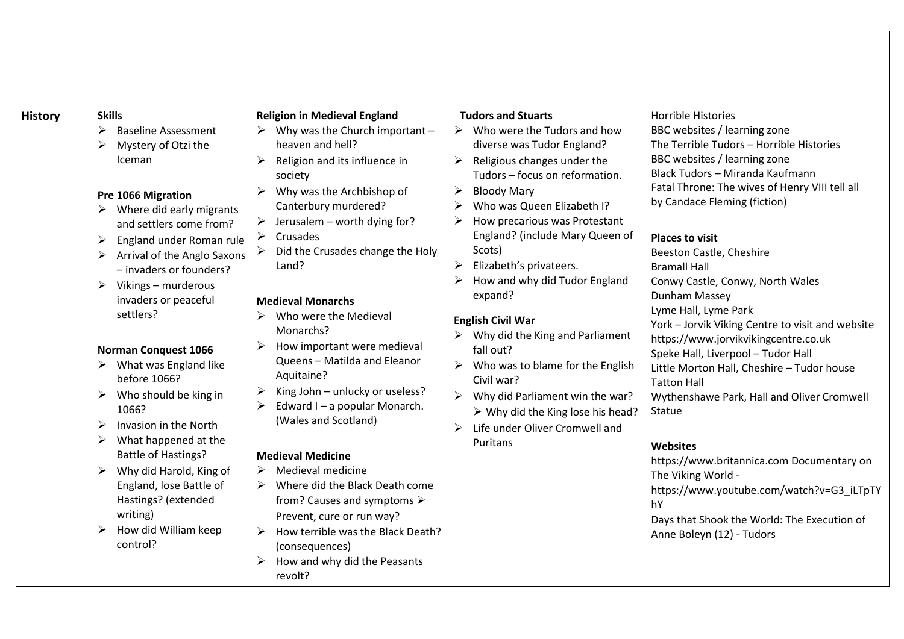| | | | | |
|---|---|---|---|---|
| | | | | |
| **History** | **Skills**<br>➢ Baseline Assessment<br>➢ Mystery of Otzi the Iceman<br><br>**Pre 1066 Migration**<br>➢ Where did early migrants and settlers come from?<br>➢ England under Roman rule<br>➢ Arrival of the Anglo Saxons – invaders or founders?<br>➢ Vikings – murderous invaders or peaceful settlers?<br><br>**Norman Conquest 1066**<br>➢ What was England like before 1066?<br>➢ Who should be king in 1066?<br>➢ Invasion in the North<br>➢ What happened at the Battle of Hastings?<br>➢ Why did Harold, King of England, lose Battle of Hastings? (extended writing)<br>➢ How did William keep control? | **Religion in Medieval England**<br>➢ Why was the Church important – heaven and hell?<br>➢ Religion and its influence in society<br>➢ Why was the Archbishop of Canterbury murdered?<br>➢ Jerusalem – worth dying for?<br>➢ Crusades<br>➢ Did the Crusades change the Holy Land?<br><br>**Medieval Monarchs**<br>➢ Who were the Medieval Monarchs?<br>➢ How important were medieval Queens – Matilda and Eleanor Aquitaine?<br>➢ King John – unlucky or useless?<br>➢ Edward I – a popular Monarch. (Wales and Scotland)<br><br>**Medieval Medicine**<br>➢ Medieval medicine<br>➢ Where did the Black Death come from? Causes and symptoms ➢ Prevent, cure or run way?<br>➢ How terrible was the Black Death? (consequences)<br>➢ How and why did the Peasants revolt? | **Tudors and Stuarts**<br>➢ Who were the Tudors and how diverse was Tudor England?<br>➢ Religious changes under the Tudors – focus on reformation.<br>➢ Bloody Mary<br>➢ Who was Queen Elizabeth I?<br>➢ How precarious was Protestant England? (include Mary Queen of Scots)<br>➢ Elizabeth's privateers.<br>➢ How and why did Tudor England expand?<br><br>**English Civil War**<br>➢ Why did the King and Parliament fall out?<br>➢ Who was to blame for the English Civil war?<br>➢ Why did Parliament win the war?<br>➢ Why did the King lose his head?<br>➢ Life under Oliver Cromwell and Puritans | Horrible Histories<br>BBC websites / learning zone<br>The Terrible Tudors – Horrible Histories<br>BBC websites / learning zone<br>Black Tudors – Miranda Kaufmann<br>Fatal Throne: The wives of Henry VIII tell all by Candace Fleming (fiction)<br><br>**Places to visit**<br>Beeston Castle, Cheshire<br>Bramall Hall<br>Conwy Castle, Conwy, North Wales<br>Dunham Massey<br>Lyme Hall, Lyme Park<br>York – Jorvik Viking Centre to visit and website https://www.jorvikvikingcentre.co.uk<br>Speke Hall, Liverpool – Tudor Hall<br>Little Morton Hall, Cheshire – Tudor house<br>Tatton Hall<br>Wythenshawe Park, Hall and Oliver Cromwell Statue<br><br>**Websites**<br>https://www.britannica.com Documentary on The Viking World - https://www.youtube.com/watch?v=G3_iLTpTYhY<br>Days that Shook the World: The Execution of Anne Boleyn (12) - Tudors |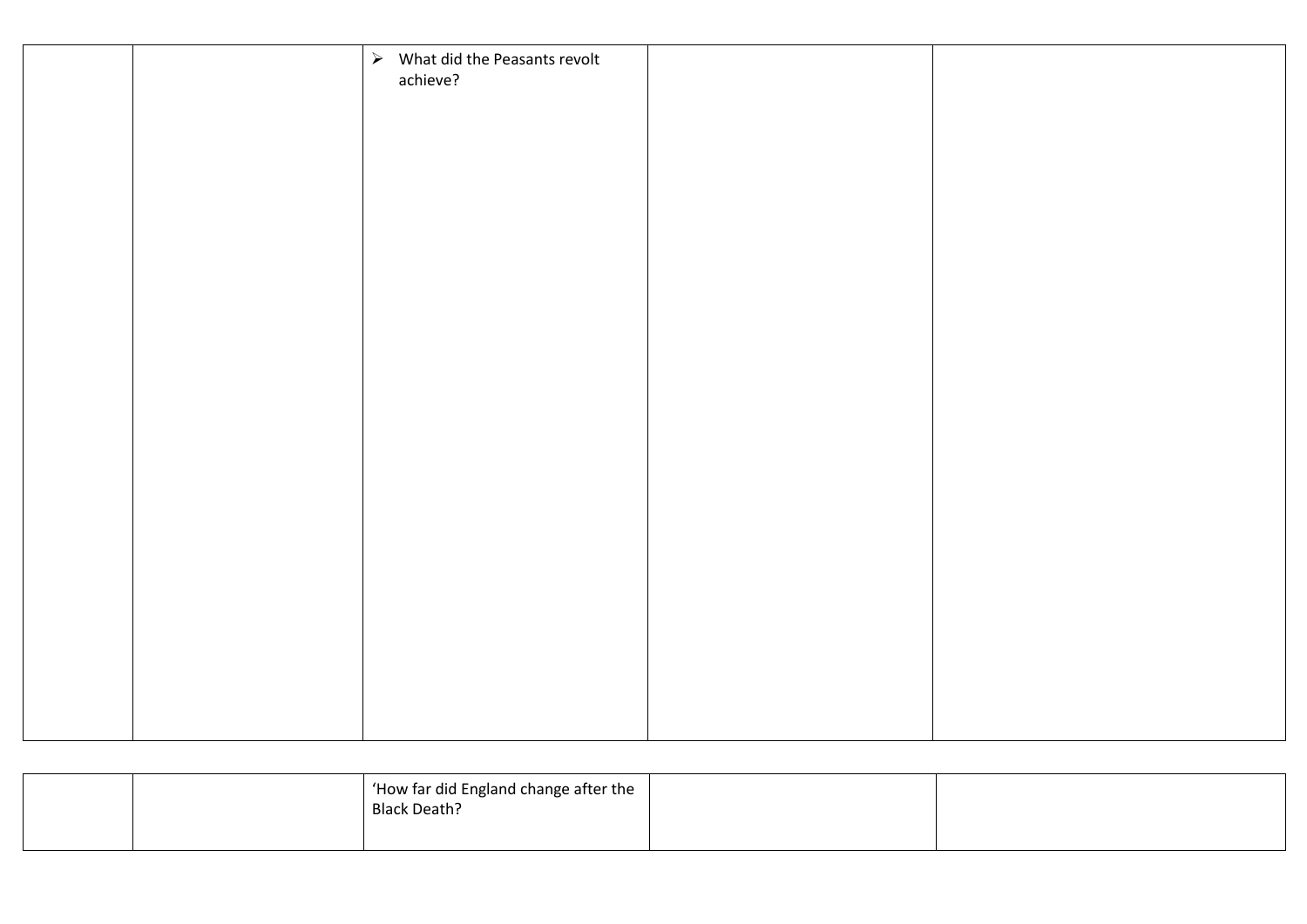|  |  | ➢ What did the Peasants revolt achieve? |  |  |
|---|---|---|---|---|

|  |  | 'How far did England change after the Black Death? |  |  |
|---|---|---|---|---|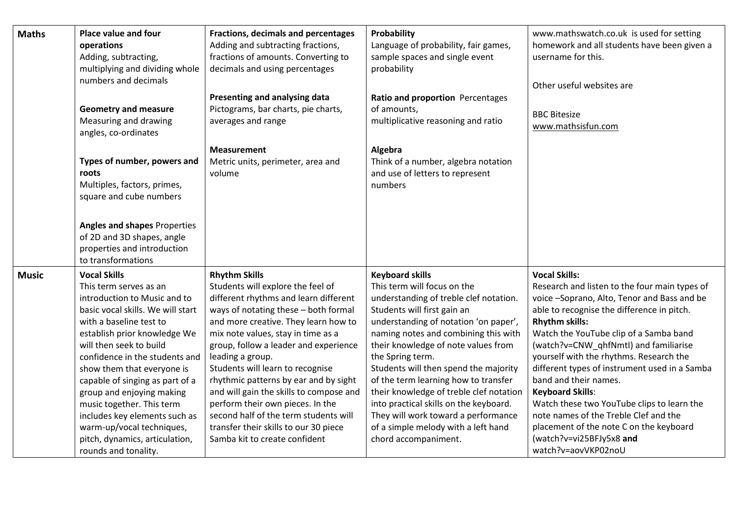| | | | | |
|---|---|---|---|---|
| **Maths** | **Place value and four operations**<br>Adding, subtracting, multiplying and dividing whole numbers and decimals<br><br>**Geometry and measure**<br>Measuring and drawing angles, co-ordinates<br><br>**Types of number, powers and roots**<br>Multiples, factors, primes, square and cube numbers<br><br>**Angles and shapes** Properties of 2D and 3D shapes, angle properties and introduction to transformations | **Fractions, decimals and percentages**<br>Adding and subtracting fractions, fractions of amounts. Converting to decimals and using percentages<br><br>**Presenting and analysing data**<br>Pictograms, bar charts, pie charts, averages and range<br><br>**Measurement**<br>Metric units, perimeter, area and volume | **Probability**<br>Language of probability, fair games, sample spaces and single event probability<br><br>**Ratio and proportion** Percentages of amounts,<br>multiplicative reasoning and ratio<br><br>**Algebra**<br>Think of a number, algebra notation and use of letters to represent numbers | www.mathswatch.co.uk is used for setting homework and all students have been given a username for this.<br><br>Other useful websites are<br><br>BBC Bitesize<br>www.mathsisfun.com |
| **Music** | **Vocal Skills**<br>This term serves as an introduction to Music and to basic vocal skills. We will start with a baseline test to establish prior knowledge We will then seek to build confidence in the students and show them that everyone is capable of singing as part of a group and enjoying making music together. This term includes key elements such as warm-up/vocal techniques, pitch, dynamics, articulation, rounds and tonality. | **Rhythm Skills**<br>Students will explore the feel of different rhythms and learn different ways of notating these – both formal and more creative. They learn how to mix note values, stay in time as a group, follow a leader and experience leading a group.<br>Students will learn to recognise rhythmic patterns by ear and by sight and will gain the skills to compose and perform their own pieces. In the second half of the term students will transfer their skills to our 30 piece Samba kit to create confident | **Keyboard skills**<br>This term will focus on the understanding of treble clef notation. Students will first gain an understanding of notation 'on paper', naming notes and combining this with their knowledge of note values from the Spring term.<br>Students will then spend the majority of the term learning how to transfer their knowledge of treble clef notation into practical skills on the keyboard. They will work toward a performance of a simple melody with a left hand chord accompaniment. | **Vocal Skills:**<br>Research and listen to the four main types of voice –Soprano, Alto, Tenor and Bass and be able to recognise the difference in pitch.<br>**Rhythm skills:**<br>Watch the YouTube clip of a Samba band (watch?v=CNW_qhfNmtI) and familiarise yourself with the rhythms. Research the different types of instrument used in a Samba band and their names.<br>**Keyboard Skills**:<br>Watch these two YouTube clips to learn the note names of the Treble Clef and the placement of the note C on the keyboard (watch?v=vi25BFJy5x8 **and** watch?v=aovVKP02noU |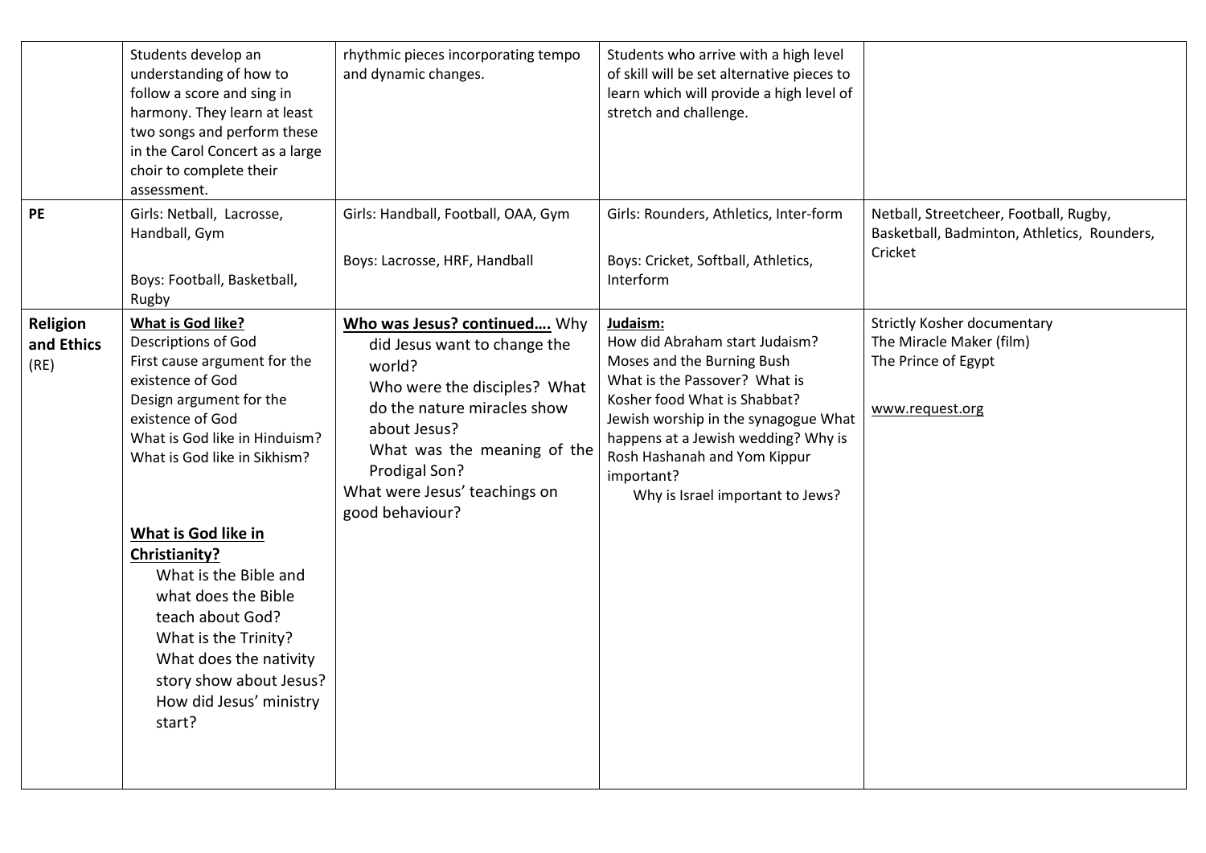| | | | | |
|---|---|---|---|---|
| | Students develop an understanding of how to follow a score and sing in harmony. They learn at least two songs and perform these in the Carol Concert as a large choir to complete their assessment. | rhythmic pieces incorporating tempo and dynamic changes. | Students who arrive with a high level of skill will be set alternative pieces to learn which will provide a high level of stretch and challenge. | |
| **PE** | Girls: Netball, Lacrosse, Handball, Gym<br><br>Boys: Football, Basketball, Rugby | Girls: Handball, Football, OAA, Gym<br><br>Boys: Lacrosse, HRF, Handball | Girls: Rounders, Athletics, Inter-form<br><br>Boys: Cricket, Softball, Athletics, Interform | Netball, Streetcheer, Football, Rugby, Basketball, Badminton, Athletics, Rounders, Cricket |
| **Religion and Ethics** (RE) | **<u>What is God like?</u>**<br>Descriptions of God<br>First cause argument for the existence of God<br>Design argument for the existence of God<br>What is God like in Hinduism?<br>What is God like in Sikhism?<br><br>**<u>What is God like in Christianity?</u>**<br>What is the Bible and what does the Bible teach about God?<br>What is the Trinity?<br>What does the nativity story show about Jesus?<br>How did Jesus' ministry start? | **<u>Who was Jesus? continued….</u>** Why did Jesus want to change the world?<br>Who were the disciples? What do the nature miracles show about Jesus?<br>What was the meaning of the Prodigal Son?<br>What were Jesus' teachings on good behaviour? | **<u>Judaism:</u>**<br>How did Abraham start Judaism?<br>Moses and the Burning Bush<br>What is the Passover? What is Kosher food What is Shabbat?<br>Jewish worship in the synagogue What happens at a Jewish wedding? Why is Rosh Hashanah and Yom Kippur important?<br>Why is Israel important to Jews? | Strictly Kosher documentary<br>The Miracle Maker (film)<br>The Prince of Egypt<br><br><u>www.request.org</u> |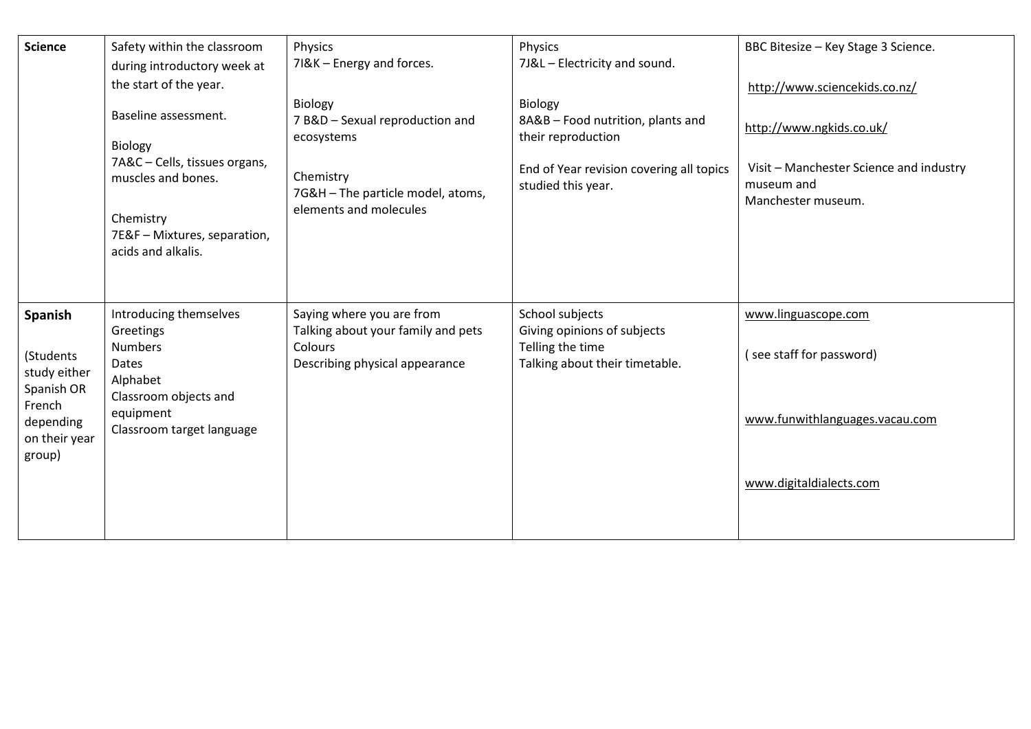| | | | | |
|---|---|---|---|---|
| **Science** | Safety within the classroom during introductory week at the start of the year.<br><br>Baseline assessment.<br><br>Biology<br>7A&C – Cells, tissues organs, muscles and bones.<br><br>Chemistry<br>7E&F – Mixtures, separation, acids and alkalis. | Physics<br>7I&K – Energy and forces.<br><br>Biology<br>7 B&D – Sexual reproduction and ecosystems<br><br>Chemistry<br>7G&H – The particle model, atoms, elements and molecules | Physics<br>7J&L – Electricity and sound.<br><br>Biology<br>8A&B – Food nutrition, plants and their reproduction<br><br>End of Year revision covering all topics studied this year. | BBC Bitesize – Key Stage 3 Science.<br><br>http://www.sciencekids.co.nz/<br><br>http://www.ngkids.co.uk/<br><br>Visit – Manchester Science and industry museum and<br>Manchester museum. |
| **Spanish**<br><br>(Students study either Spanish OR French depending on their year group) | Introducing themselves<br>Greetings<br>Numbers<br>Dates<br>Alphabet<br>Classroom objects and equipment<br>Classroom target language | Saying where you are from<br>Talking about your family and pets<br>Colours<br>Describing physical appearance | School subjects<br>Giving opinions of subjects<br>Telling the time<br>Talking about their timetable. | www.linguascope.com<br><br>( see staff for password)<br><br>www.funwithlanguages.vacau.com<br><br>www.digitaldialects.com |